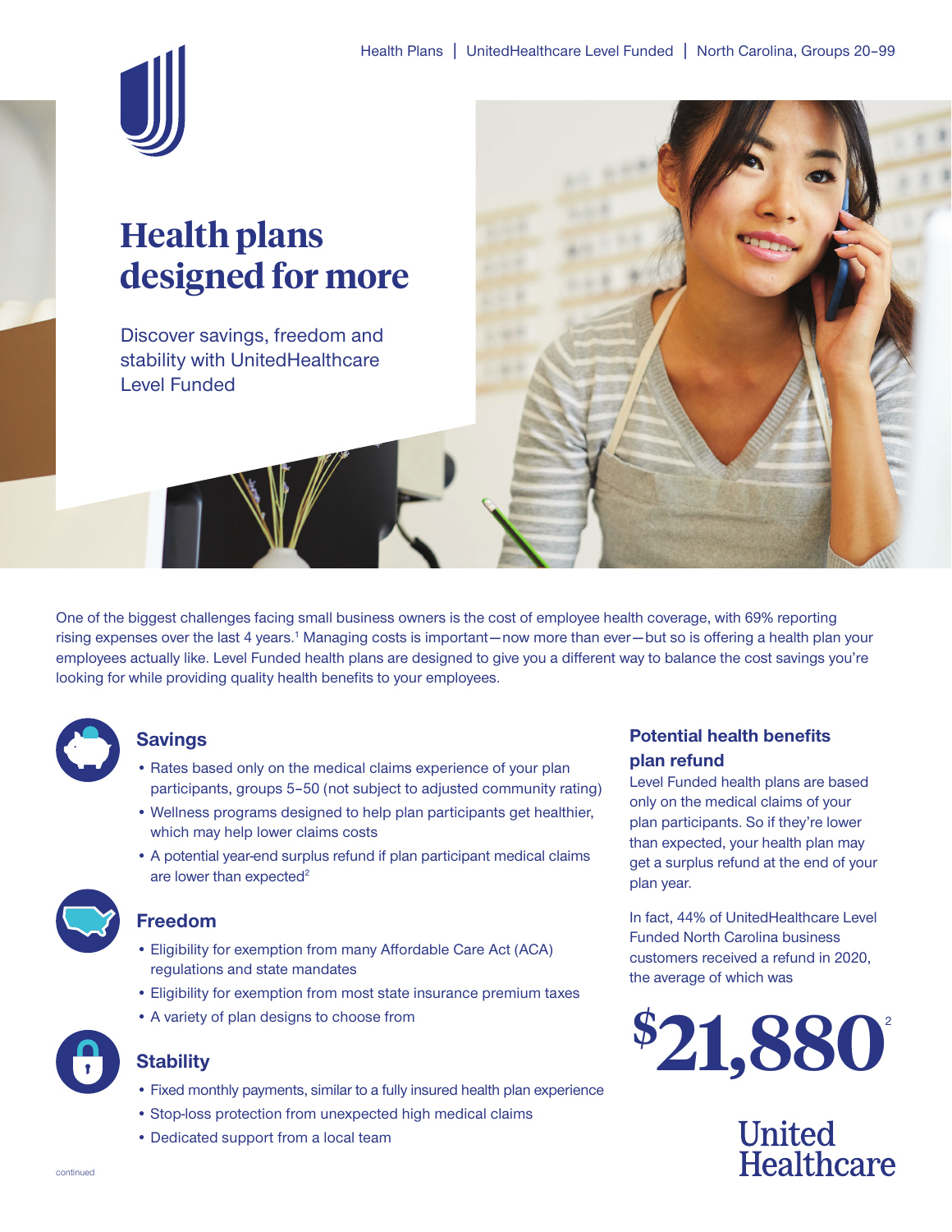# Health plans designed for more

Discover savings, freedom and stability with UnitedHealthcare Level Funded

One of the biggest challenges facing small business owners is the cost of employee health coverage, with 69% reporting rising expenses over the last 4 years.[1] Managing costs is important—now more than ever—but so is offering a health plan your employees actually like. Level Funded health plans are designed to give you a different way to balance the cost savings you're looking for while providing quality health benefits to your employees.

## Savings

- Rates based only on the medical claims experience of your plan participants, groups 5–50 (not subject to adjusted community rating)
- Wellness programs designed to help plan participants get healthier, which may help lower claims costs
- A potential year-end surplus refund if plan participant medical claims are lower than expected[2]

## Freedom

- Eligibility for exemption from many Affordable Care Act (ACA) regulations and state mandates
- Eligibility for exemption from most state insurance premium taxes
- A variety of plan designs to choose from

## Stability

- Fixed monthly payments, similar to a fully insured health plan experience
- Stop-loss protection from unexpected high medical claims
- Dedicated support from a local team

## Potential health benefits plan refund

Level Funded health plans are based only on the medical claims of your plan participants. So if they're lower than expected, your health plan may get a surplus refund at the end of your plan year.

In fact, 44% of UnitedHealthcare Level Funded North Carolina business customers received a refund in 2020, the average of which was

**$21,880**[2]

United Healthcare

continued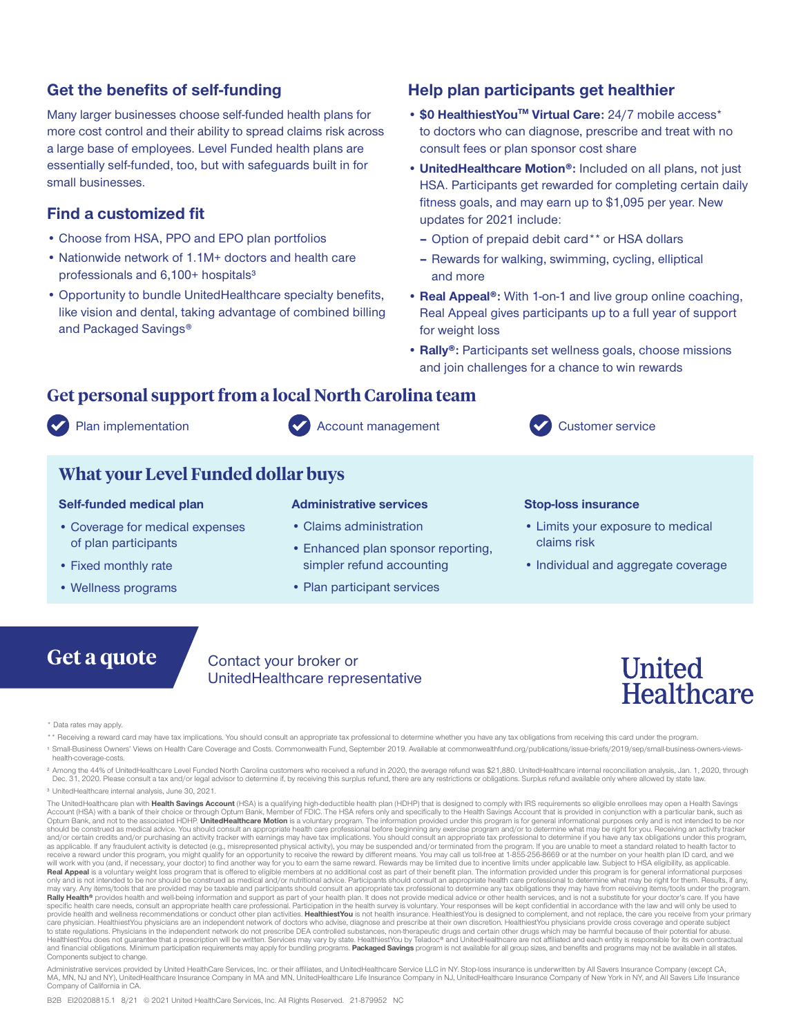## Get the benefits of self-funding

Many larger businesses choose self-funded health plans for more cost control and their ability to spread claims risk across a large base of employees. Level Funded health plans are essentially self-funded, too, but with safeguards built in for small businesses.

## Find a customized fit

- Choose from HSA, PPO and EPO plan portfolios
- Nationwide network of 1.1M+ doctors and health care professionals and 6,100+ hospitals[3]
- Opportunity to bundle UnitedHealthcare specialty benefits, like vision and dental, taking advantage of combined billing and Packaged Savings®

## Help plan participants get healthier

- **$0 HealthiestYou™ Virtual Care:** 24/7 mobile access* to doctors who can diagnose, prescribe and treat with no consult fees or plan sponsor cost share
- **UnitedHealthcare Motion®:** Included on all plans, not just HSA. Participants get rewarded for completing certain daily fitness goals, and may earn up to $1,095 per year. New updates for 2021 include:
  - Option of prepaid debit card** or HSA dollars
  - Rewards for walking, swimming, cycling, elliptical and more
- **Real Appeal®:** With 1-on-1 and live group online coaching, Real Appeal gives participants up to a full year of support for weight loss
- **Rally®:** Participants set wellness goals, choose missions and join challenges for a chance to win rewards

## Get personal support from a local North Carolina team

- Plan implementation
- Account management
- Customer service

## What your Level Funded dollar buys

### Self-funded medical plan

- Coverage for medical expenses of plan participants
- Fixed monthly rate
- Wellness programs

### Administrative services

- Claims administration
- Enhanced plan sponsor reporting, simpler refund accounting
- Plan participant services

### Stop-loss insurance

- Limits your exposure to medical claims risk
- Individual and aggregate coverage

## Get a quote

Contact your broker or UnitedHealthcare representative

United Healthcare

\* Data rates may apply.

\** Receiving a reward card may have tax implications. You should consult an appropriate tax professional to determine whether you have any tax obligations from receiving this card under the program.

[1] Small-Business Owners' Views on Health Care Coverage and Costs. Commonwealth Fund, September 2019. Available at commonwealthfund.org/publications/issue-briefs/2019/sep/small-business-owners-views-health-coverage-costs.

[2] Among the 44% of UnitedHealthcare Level Funded North Carolina customers who received a refund in 2020, the average refund was $21,880. UnitedHealthcare internal reconciliation analysis, Jan. 1, 2020, through Dec. 31, 2020. Please consult a tax and/or legal advisor to determine if, by receiving this surplus refund, there are any restrictions or obligations. Surplus refund available only where allowed by state law.

[3] UnitedHealthcare internal analysis, June 30, 2021.

The UnitedHealthcare plan with **Health Savings Account** (HSA) is a qualifying high-deductible health plan (HDHP) that is designed to comply with IRS requirements so eligible enrollees may open a Health Savings Account (HSA) with a bank of their choice or through Optum Bank, Member of FDIC. The HSA refers only and specifically to the Health Savings Account that is provided in conjunction with a particular bank, such as Optum Bank, and not to the associated HDHP. **UnitedHealthcare Motion** is a voluntary program. The information provided under this program is for general informational purposes only and is not intended to be nor should be construed as medical advice. You should consult an appropriate health care professional before beginning any exercise program and/or to determine what may be right for you. Receiving an activity tracker and/or certain credits and/or purchasing an activity tracker with earnings may have tax implications. You should consult an appropriate tax professional to determine if you have any tax obligations under this program, as applicable. If any fraudulent activity is detected (e.g., misrepresented physical activity), you may be suspended and/or terminated from the program. If you are unable to meet a standard related to health factor to receive a reward under this program, you might qualify for an opportunity to receive the reward by different means. You may call us toll-free at 1-855-256-8669 or at the number on your health plan ID card, and we will work with you (and, if necessary, your doctor) to find another way for you to earn the same reward. Rewards may be limited due to incentive limits under applicable law. Subject to HSA eligibility, as applicable. **Real Appeal** is a voluntary weight loss program that is offered to eligible members at no additional cost as part of their benefit plan. The information provided under this program is for general informational purposes only and is not intended to be nor should be construed as medical and/or nutritional advice. Participants should consult an appropriate health care professional to determine what may be right for them. Results, if any, may vary. Any items/tools that are provided may be taxable and participants should consult an appropriate tax professional to determine any tax obligations they may have from receiving items/tools under the program. **Rally Health®** provides health and well-being information and support as part of your health plan. It does not provide medical advice or other health services, and is not a substitute for your doctor's care. If you have specific health care needs, consult an appropriate health care professional. Participation in the health survey is voluntary. Your responses will be kept confidential in accordance with the law and will only be used to provide health and wellness recommendations or conduct other plan activities. **HealthiestYou** is not health insurance. HealthiestYou is designed to complement, and not replace, the care you receive from your primary care physician. HealthiestYou physicians are an independent network of doctors who advise, diagnose and prescribe at their own discretion. HealthiestYou physicians provide cross coverage and operate subject to state regulations. Physicians in the independent network do not prescribe DEA controlled substances, non-therapeutic drugs and certain other drugs which may be harmful because of their potential for abuse. HealthiestYou does not guarantee that a prescription will be written. Services may vary by state. HealthiestYou by Teladoc® and UnitedHealthcare are not affiliated and each entity is responsible for its own contractual and financial obligations. Minimum participation requirements may apply for bundling programs. **Packaged Savings** program is not available for all group sizes, and benefits and programs may not be available in all states. Components subject to change.

Administrative services provided by United HealthCare Services, Inc. or their affiliates, and UnitedHealthcare Service LLC in NY. Stop-loss insurance is underwritten by All Savers Insurance Company (except CA, MA, MN, NJ and NY), UnitedHealthcare Insurance Company in MA and MN, UnitedHealthcare Life Insurance Company in NJ, UnitedHealthcare Insurance Company of New York in NY, and All Savers Life Insurance Company of California in CA.

B2B EI20208815.1 8/21 © 2021 United HealthCare Services, Inc. All Rights Reserved. 21-879952 NC